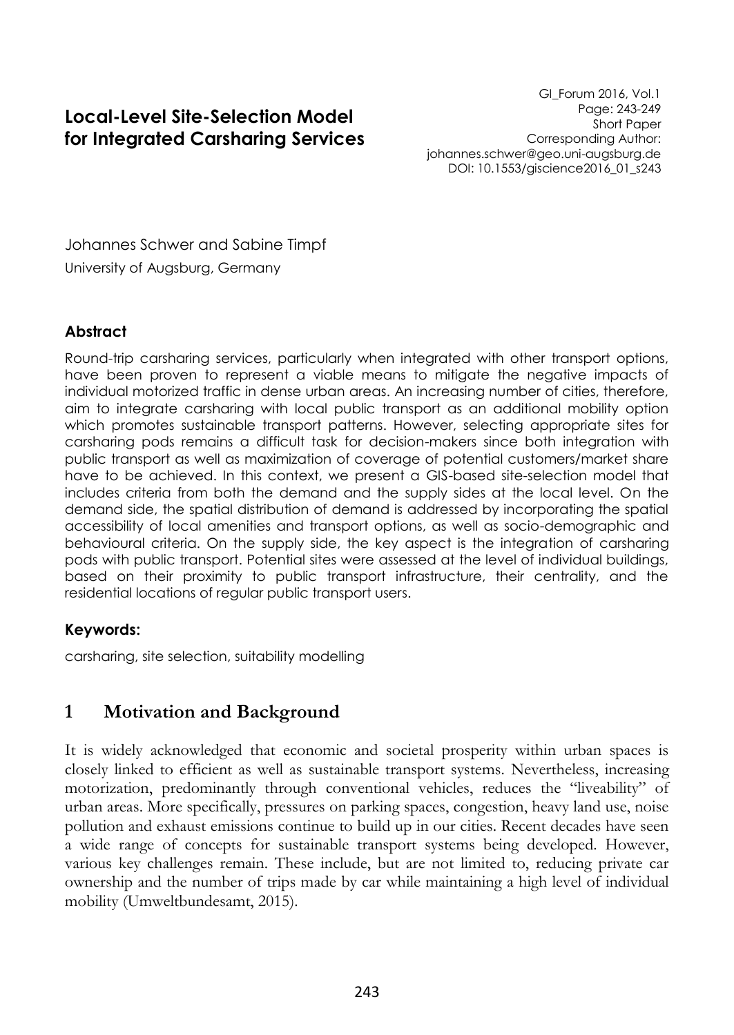# Local-Level Site-Selection Model for Integrated Carsharing Services

GI_Forum 2016, Vol.1
Page: 243-249
Short Paper
Corresponding Author:
johannes.schwer@geo.uni-augsburg.de
DOI: 10.1553/giscience2016_01_s243

Johannes Schwer and Sabine Timpf

University of Augsburg, Germany

### Abstract

Round-trip carsharing services, particularly when integrated with other transport options, have been proven to represent a viable means to mitigate the negative impacts of individual motorized traffic in dense urban areas. An increasing number of cities, therefore, aim to integrate carsharing with local public transport as an additional mobility option which promotes sustainable transport patterns. However, selecting appropriate sites for carsharing pods remains a difficult task for decision-makers since both integration with public transport as well as maximization of coverage of potential customers/market share have to be achieved. In this context, we present a GIS-based site-selection model that includes criteria from both the demand and the supply sides at the local level. On the demand side, the spatial distribution of demand is addressed by incorporating the spatial accessibility of local amenities and transport options, as well as socio-demographic and behavioural criteria. On the supply side, the key aspect is the integration of carsharing pods with public transport. Potential sites were assessed at the level of individual buildings, based on their proximity to public transport infrastructure, their centrality, and the residential locations of regular public transport users.

### Keywords:

carsharing, site selection, suitability modelling

## 1 Motivation and Background

It is widely acknowledged that economic and societal prosperity within urban spaces is closely linked to efficient as well as sustainable transport systems. Nevertheless, increasing motorization, predominantly through conventional vehicles, reduces the "liveability" of urban areas. More specifically, pressures on parking spaces, congestion, heavy land use, noise pollution and exhaust emissions continue to build up in our cities. Recent decades have seen a wide range of concepts for sustainable transport systems being developed. However, various key challenges remain. These include, but are not limited to, reducing private car ownership and the number of trips made by car while maintaining a high level of individual mobility (Umweltbundesamt, 2015).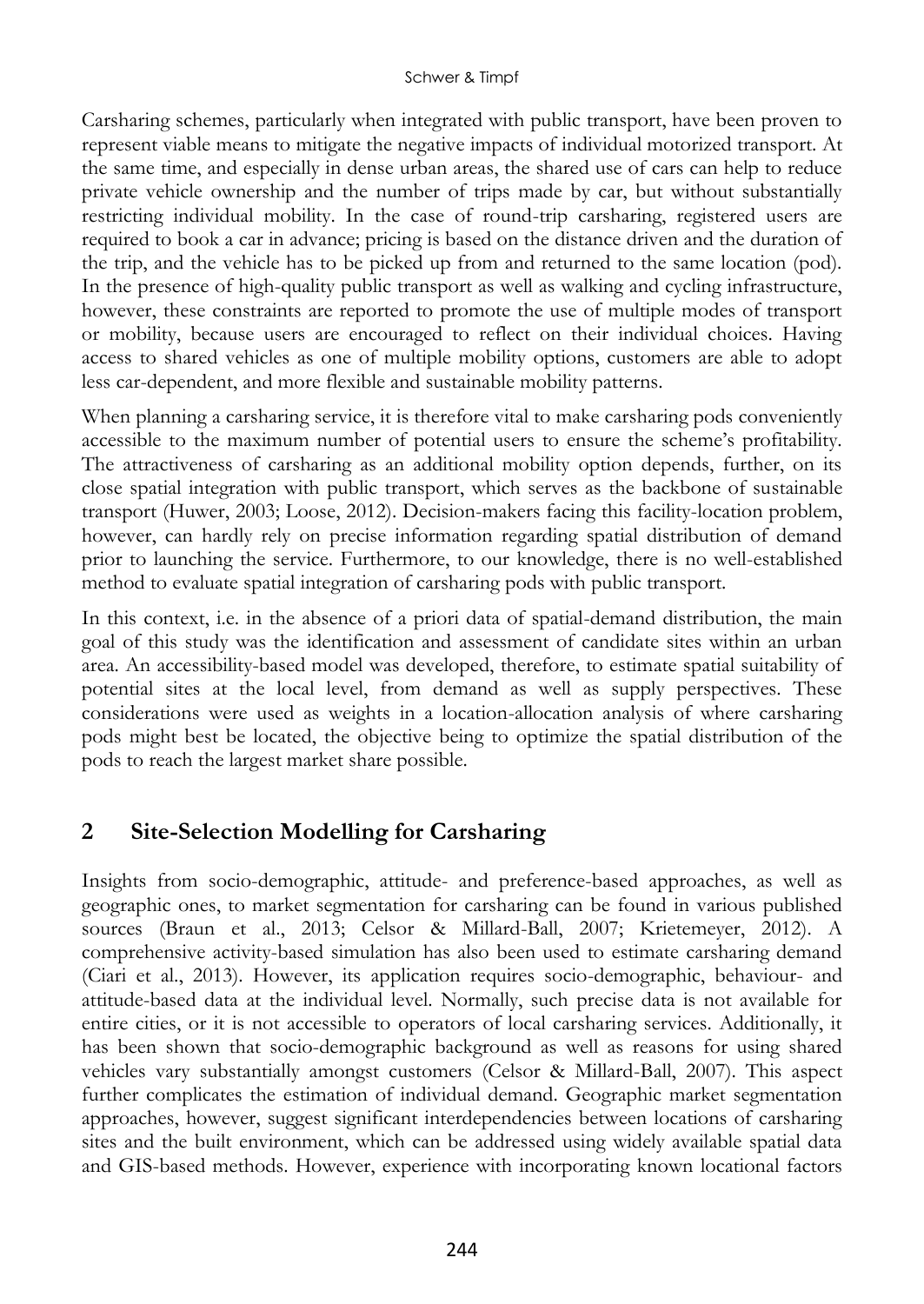Carsharing schemes, particularly when integrated with public transport, have been proven to represent viable means to mitigate the negative impacts of individual motorized transport. At the same time, and especially in dense urban areas, the shared use of cars can help to reduce private vehicle ownership and the number of trips made by car, but without substantially restricting individual mobility. In the case of round-trip carsharing, registered users are required to book a car in advance; pricing is based on the distance driven and the duration of the trip, and the vehicle has to be picked up from and returned to the same location (pod). In the presence of high-quality public transport as well as walking and cycling infrastructure, however, these constraints are reported to promote the use of multiple modes of transport or mobility, because users are encouraged to reflect on their individual choices. Having access to shared vehicles as one of multiple mobility options, customers are able to adopt less car-dependent, and more flexible and sustainable mobility patterns.

When planning a carsharing service, it is therefore vital to make carsharing pods conveniently accessible to the maximum number of potential users to ensure the scheme's profitability. The attractiveness of carsharing as an additional mobility option depends, further, on its close spatial integration with public transport, which serves as the backbone of sustainable transport (Huwer, 2003; Loose, 2012). Decision-makers facing this facility-location problem, however, can hardly rely on precise information regarding spatial distribution of demand prior to launching the service. Furthermore, to our knowledge, there is no well-established method to evaluate spatial integration of carsharing pods with public transport.

In this context, i.e. in the absence of a priori data of spatial-demand distribution, the main goal of this study was the identification and assessment of candidate sites within an urban area. An accessibility-based model was developed, therefore, to estimate spatial suitability of potential sites at the local level, from demand as well as supply perspectives. These considerations were used as weights in a location-allocation analysis of where carsharing pods might best be located, the objective being to optimize the spatial distribution of the pods to reach the largest market share possible.

## 2 Site-Selection Modelling for Carsharing

Insights from socio-demographic, attitude- and preference-based approaches, as well as geographic ones, to market segmentation for carsharing can be found in various published sources (Braun et al., 2013; Celsor & Millard-Ball, 2007; Krietemeyer, 2012). A comprehensive activity-based simulation has also been used to estimate carsharing demand (Ciari et al., 2013). However, its application requires socio-demographic, behaviour- and attitude-based data at the individual level. Normally, such precise data is not available for entire cities, or it is not accessible to operators of local carsharing services. Additionally, it has been shown that socio-demographic background as well as reasons for using shared vehicles vary substantially amongst customers (Celsor & Millard-Ball, 2007). This aspect further complicates the estimation of individual demand. Geographic market segmentation approaches, however, suggest significant interdependencies between locations of carsharing sites and the built environment, which can be addressed using widely available spatial data and GIS-based methods. However, experience with incorporating known locational factors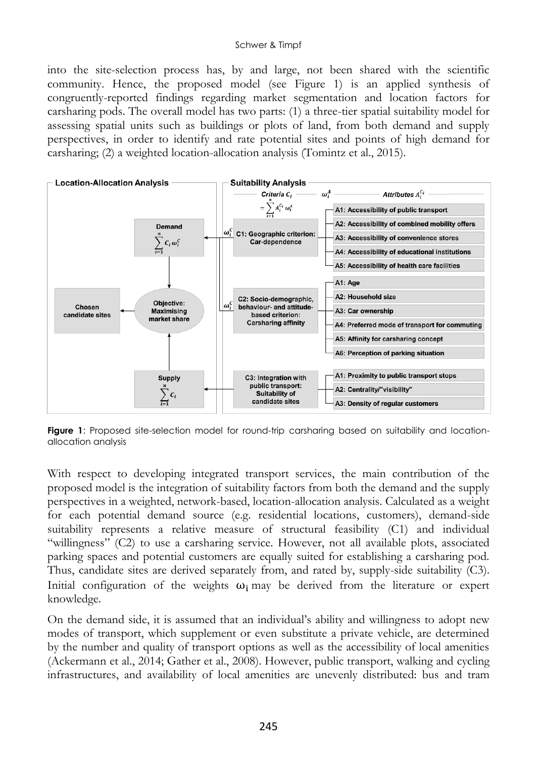into the site-selection process has, by and large, not been shared with the scientific community. Hence, the proposed model (see Figure 1) is an applied synthesis of congruently-reported findings regarding market segmentation and location factors for carsharing pods. The overall model has two parts: (1) a three-tier spatial suitability model for assessing spatial units such as buildings or plots of land, from both demand and supply perspectives, in order to identify and rate potential sites and points of high demand for carsharing; (2) a weighted location-allocation analysis (Tomintz et al., 2015).

**Figure 1**: Proposed site-selection model for round-trip carsharing based on suitability and location-allocation analysis

With respect to developing integrated transport services, the main contribution of the proposed model is the integration of suitability factors from both the demand and the supply perspectives in a weighted, network-based, location-allocation analysis. Calculated as a weight for each potential demand source (e.g. residential locations, customers), demand-side suitability represents a relative measure of structural feasibility (C1) and individual "willingness" (C2) to use a carsharing service. However, not all available plots, associated parking spaces and potential customers are equally suited for establishing a carsharing pod. Thus, candidate sites are derived separately from, and rated by, supply-side suitability (C3). Initial configuration of the weights $\omega_i$ may be derived from the literature or expert knowledge.

On the demand side, it is assumed that an individual's ability and willingness to adopt new modes of transport, which supplement or even substitute a private vehicle, are determined by the number and quality of transport options as well as the accessibility of local amenities (Ackermann et al., 2014; Gather et al., 2008). However, public transport, walking and cycling infrastructures, and availability of local amenities are unevenly distributed: bus and tram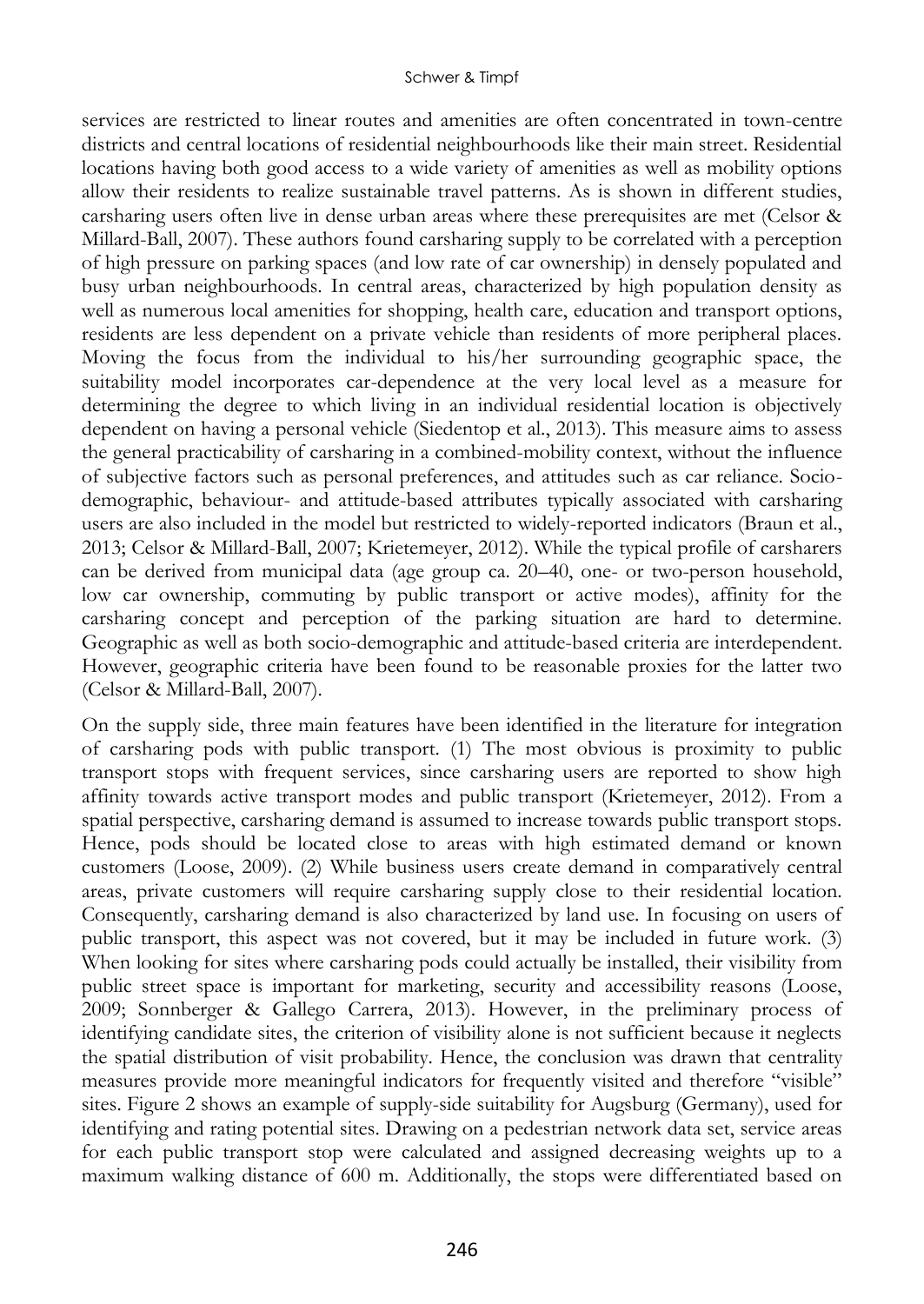services are restricted to linear routes and amenities are often concentrated in town-centre districts and central locations of residential neighbourhoods like their main street. Residential locations having both good access to a wide variety of amenities as well as mobility options allow their residents to realize sustainable travel patterns. As is shown in different studies, carsharing users often live in dense urban areas where these prerequisites are met (Celsor & Millard-Ball, 2007). These authors found carsharing supply to be correlated with a perception of high pressure on parking spaces (and low rate of car ownership) in densely populated and busy urban neighbourhoods. In central areas, characterized by high population density as well as numerous local amenities for shopping, health care, education and transport options, residents are less dependent on a private vehicle than residents of more peripheral places. Moving the focus from the individual to his/her surrounding geographic space, the suitability model incorporates car-dependence at the very local level as a measure for determining the degree to which living in an individual residential location is objectively dependent on having a personal vehicle (Siedentop et al., 2013). This measure aims to assess the general practicability of carsharing in a combined-mobility context, without the influence of subjective factors such as personal preferences, and attitudes such as car reliance. Socio-demographic, behaviour- and attitude-based attributes typically associated with carsharing users are also included in the model but restricted to widely-reported indicators (Braun et al., 2013; Celsor & Millard-Ball, 2007; Krietemeyer, 2012). While the typical profile of carsharers can be derived from municipal data (age group ca. 20–40, one- or two-person household, low car ownership, commuting by public transport or active modes), affinity for the carsharing concept and perception of the parking situation are hard to determine. Geographic as well as both socio-demographic and attitude-based criteria are interdependent. However, geographic criteria have been found to be reasonable proxies for the latter two (Celsor & Millard-Ball, 2007).

On the supply side, three main features have been identified in the literature for integration of carsharing pods with public transport. (1) The most obvious is proximity to public transport stops with frequent services, since carsharing users are reported to show high affinity towards active transport modes and public transport (Krietemeyer, 2012). From a spatial perspective, carsharing demand is assumed to increase towards public transport stops. Hence, pods should be located close to areas with high estimated demand or known customers (Loose, 2009). (2) While business users create demand in comparatively central areas, private customers will require carsharing supply close to their residential location. Consequently, carsharing demand is also characterized by land use. In focusing on users of public transport, this aspect was not covered, but it may be included in future work. (3) When looking for sites where carsharing pods could actually be installed, their visibility from public street space is important for marketing, security and accessibility reasons (Loose, 2009; Sonnberger & Gallego Carrera, 2013). However, in the preliminary process of identifying candidate sites, the criterion of visibility alone is not sufficient because it neglects the spatial distribution of visit probability. Hence, the conclusion was drawn that centrality measures provide more meaningful indicators for frequently visited and therefore "visible" sites. Figure 2 shows an example of supply-side suitability for Augsburg (Germany), used for identifying and rating potential sites. Drawing on a pedestrian network data set, service areas for each public transport stop were calculated and assigned decreasing weights up to a maximum walking distance of 600 m. Additionally, the stops were differentiated based on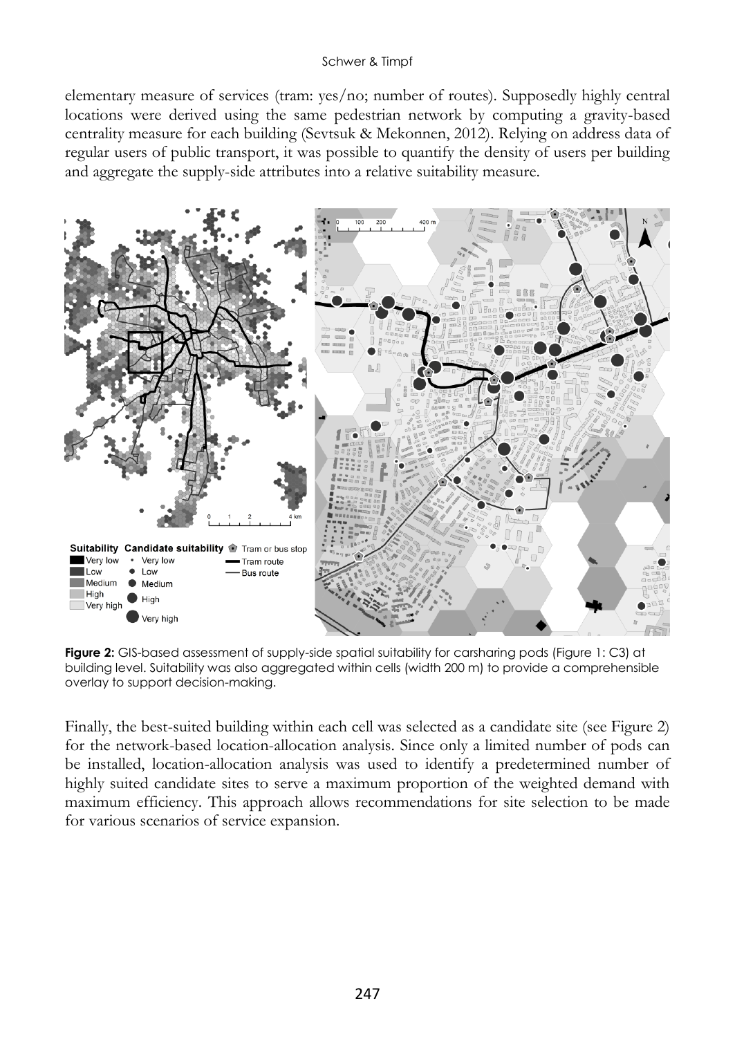elementary measure of services (tram: yes/no; number of routes). Supposedly highly central locations were derived using the same pedestrian network by computing a gravity-based centrality measure for each building (Sevtsuk & Mekonnen, 2012). Relying on address data of regular users of public transport, it was possible to quantify the density of users per building and aggregate the supply-side attributes into a relative suitability measure.

**Figure 2:** GIS-based assessment of supply-side spatial suitability for carsharing pods (Figure 1: C3) at building level. Suitability was also aggregated within cells (width 200 m) to provide a comprehensible overlay to support decision-making.

Finally, the best-suited building within each cell was selected as a candidate site (see Figure 2) for the network-based location-allocation analysis. Since only a limited number of pods can be installed, location-allocation analysis was used to identify a predetermined number of highly suited candidate sites to serve a maximum proportion of the weighted demand with maximum efficiency. This approach allows recommendations for site selection to be made for various scenarios of service expansion.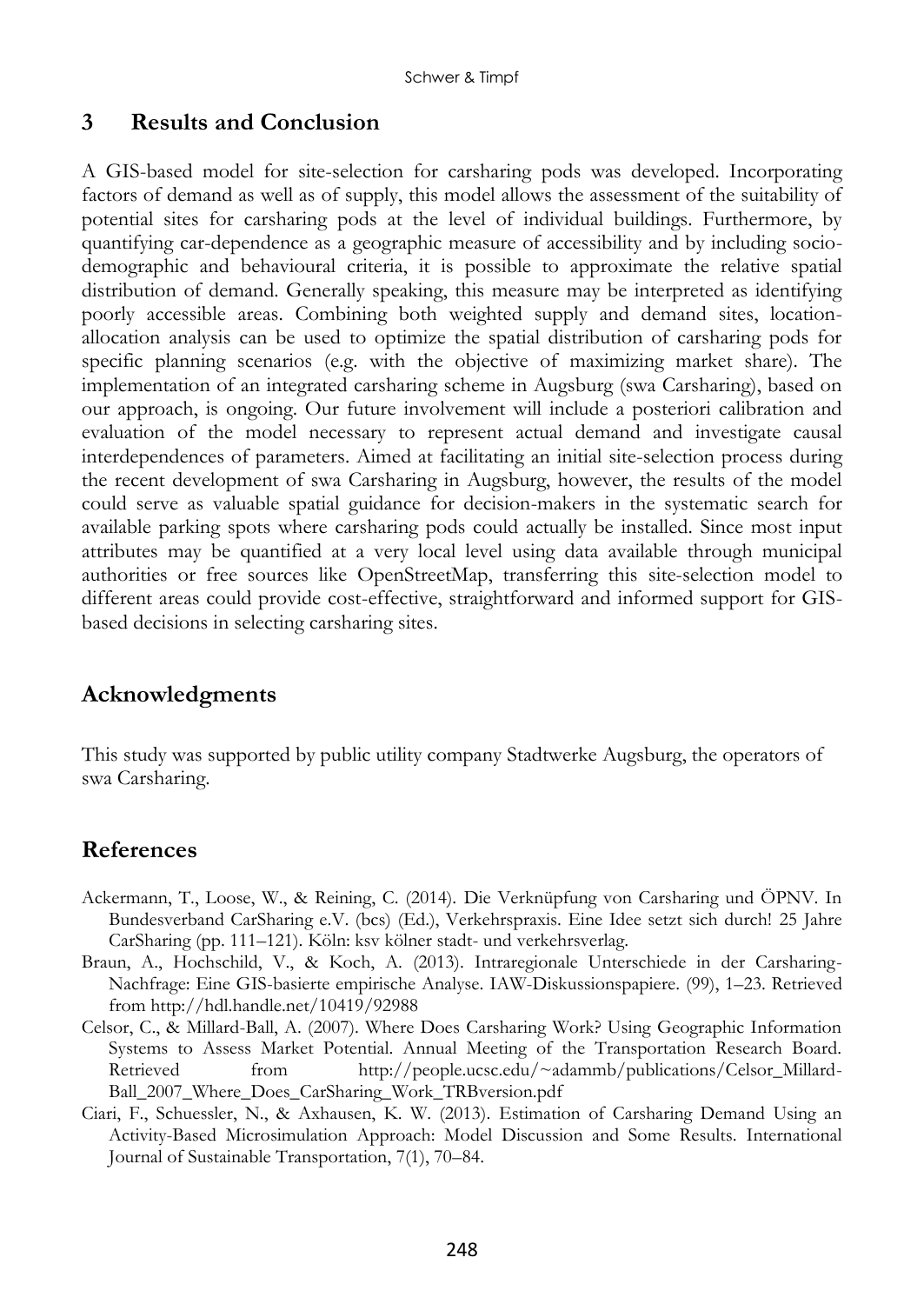## 3 Results and Conclusion

A GIS-based model for site-selection for carsharing pods was developed. Incorporating factors of demand as well as of supply, this model allows the assessment of the suitability of potential sites for carsharing pods at the level of individual buildings. Furthermore, by quantifying car-dependence as a geographic measure of accessibility and by including socio-demographic and behavioural criteria, it is possible to approximate the relative spatial distribution of demand. Generally speaking, this measure may be interpreted as identifying poorly accessible areas. Combining both weighted supply and demand sites, location-allocation analysis can be used to optimize the spatial distribution of carsharing pods for specific planning scenarios (e.g. with the objective of maximizing market share). The implementation of an integrated carsharing scheme in Augsburg (swa Carsharing), based on our approach, is ongoing. Our future involvement will include a posteriori calibration and evaluation of the model necessary to represent actual demand and investigate causal interdependences of parameters. Aimed at facilitating an initial site-selection process during the recent development of swa Carsharing in Augsburg, however, the results of the model could serve as valuable spatial guidance for decision-makers in the systematic search for available parking spots where carsharing pods could actually be installed. Since most input attributes may be quantified at a very local level using data available through municipal authorities or free sources like OpenStreetMap, transferring this site-selection model to different areas could provide cost-effective, straightforward and informed support for GIS-based decisions in selecting carsharing sites.

## Acknowledgments

This study was supported by public utility company Stadtwerke Augsburg, the operators of swa Carsharing.

## References

Ackermann, T., Loose, W., & Reining, C. (2014). Die Verknüpfung von Carsharing und ÖPNV. In Bundesverband CarSharing e.V. (bcs) (Ed.), Verkehrspraxis. Eine Idee setzt sich durch! 25 Jahre CarSharing (pp. 111–121). Köln: ksv kölner stadt- und verkehrsverlag.

Braun, A., Hochschild, V., & Koch, A. (2013). Intraregionale Unterschiede in der Carsharing-Nachfrage: Eine GIS-basierte empirische Analyse. IAW-Diskussionspapiere. (99), 1–23. Retrieved from http://hdl.handle.net/10419/92988

Celsor, C., & Millard-Ball, A. (2007). Where Does Carsharing Work? Using Geographic Information Systems to Assess Market Potential. Annual Meeting of the Transportation Research Board. Retrieved from http://people.ucsc.edu/~adammb/publications/Celsor_Millard-Ball_2007_Where_Does_CarSharing_Work_TRBversion.pdf

Ciari, F., Schuessler, N., & Axhausen, K. W. (2013). Estimation of Carsharing Demand Using an Activity-Based Microsimulation Approach: Model Discussion and Some Results. International Journal of Sustainable Transportation, 7(1), 70–84.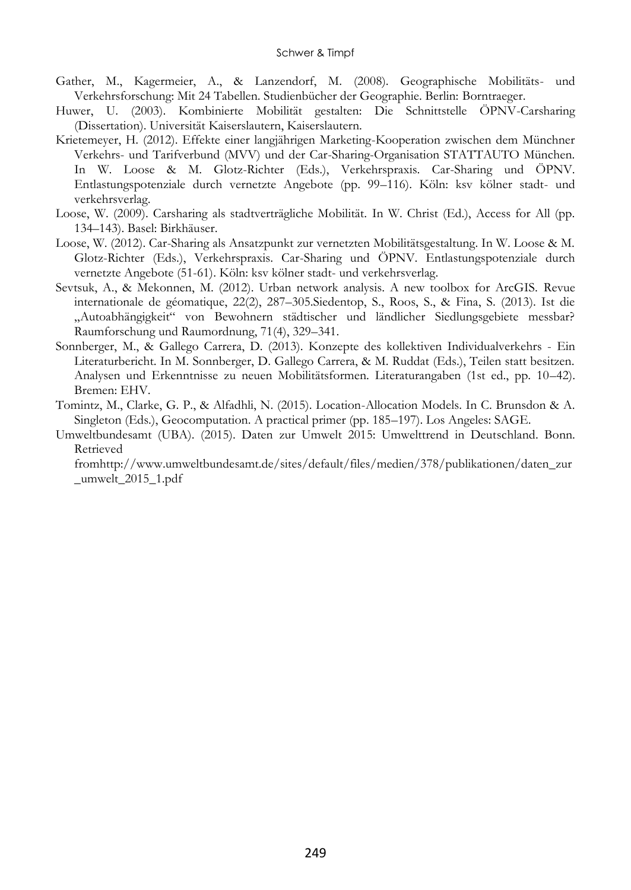Gather, M., Kagermeier, A., & Lanzendorf, M. (2008). Geographische Mobilitäts- und Verkehrsforschung: Mit 24 Tabellen. Studienbücher der Geographie. Berlin: Borntraeger.

Huwer, U. (2003). Kombinierte Mobilität gestalten: Die Schnittstelle ÖPNV-Carsharing (Dissertation). Universität Kaiserslautern, Kaiserslautern.

Krietemeyer, H. (2012). Effekte einer langjährigen Marketing-Kooperation zwischen dem Münchner Verkehrs- und Tarifverbund (MVV) und der Car-Sharing-Organisation STATTAUTO München. In W. Loose & M. Glotz-Richter (Eds.), Verkehrspraxis. Car-Sharing und ÖPNV. Entlastungspotenziale durch vernetzte Angebote (pp. 99–116). Köln: ksv kölner stadt- und verkehrsverlag.

Loose, W. (2009). Carsharing als stadtverträgliche Mobilität. In W. Christ (Ed.), Access for All (pp. 134–143). Basel: Birkhäuser.

Loose, W. (2012). Car-Sharing als Ansatzpunkt zur vernetzten Mobilitätsgestaltung. In W. Loose & M. Glotz-Richter (Eds.), Verkehrspraxis. Car-Sharing und ÖPNV. Entlastungspotenziale durch vernetzte Angebote (51-61). Köln: ksv kölner stadt- und verkehrsverlag.

Sevtsuk, A., & Mekonnen, M. (2012). Urban network analysis. A new toolbox for ArcGIS. Revue internationale de géomatique, 22(2), 287–305.Siedentop, S., Roos, S., & Fina, S. (2013). Ist die „Autoabhängigkeit" von Bewohnern städtischer und ländlicher Siedlungsgebiete messbar? Raumforschung und Raumordnung, 71(4), 329–341.

Sonnberger, M., & Gallego Carrera, D. (2013). Konzepte des kollektiven Individualverkehrs - Ein Literaturbericht. In M. Sonnberger, D. Gallego Carrera, & M. Ruddat (Eds.), Teilen statt besitzen. Analysen und Erkenntnisse zu neuen Mobilitätsformen. Literaturangaben (1st ed., pp. 10–42). Bremen: EHV.

Tomintz, M., Clarke, G. P., & Alfadhli, N. (2015). Location-Allocation Models. In C. Brunsdon & A. Singleton (Eds.), Geocomputation. A practical primer (pp. 185–197). Los Angeles: SAGE.

Umweltbundesamt (UBA). (2015). Daten zur Umwelt 2015: Umwelttrend in Deutschland. Bonn. Retrieved fromhttp://www.umweltbundesamt.de/sites/default/files/medien/378/publikationen/daten_zur_umwelt_2015_1.pdf